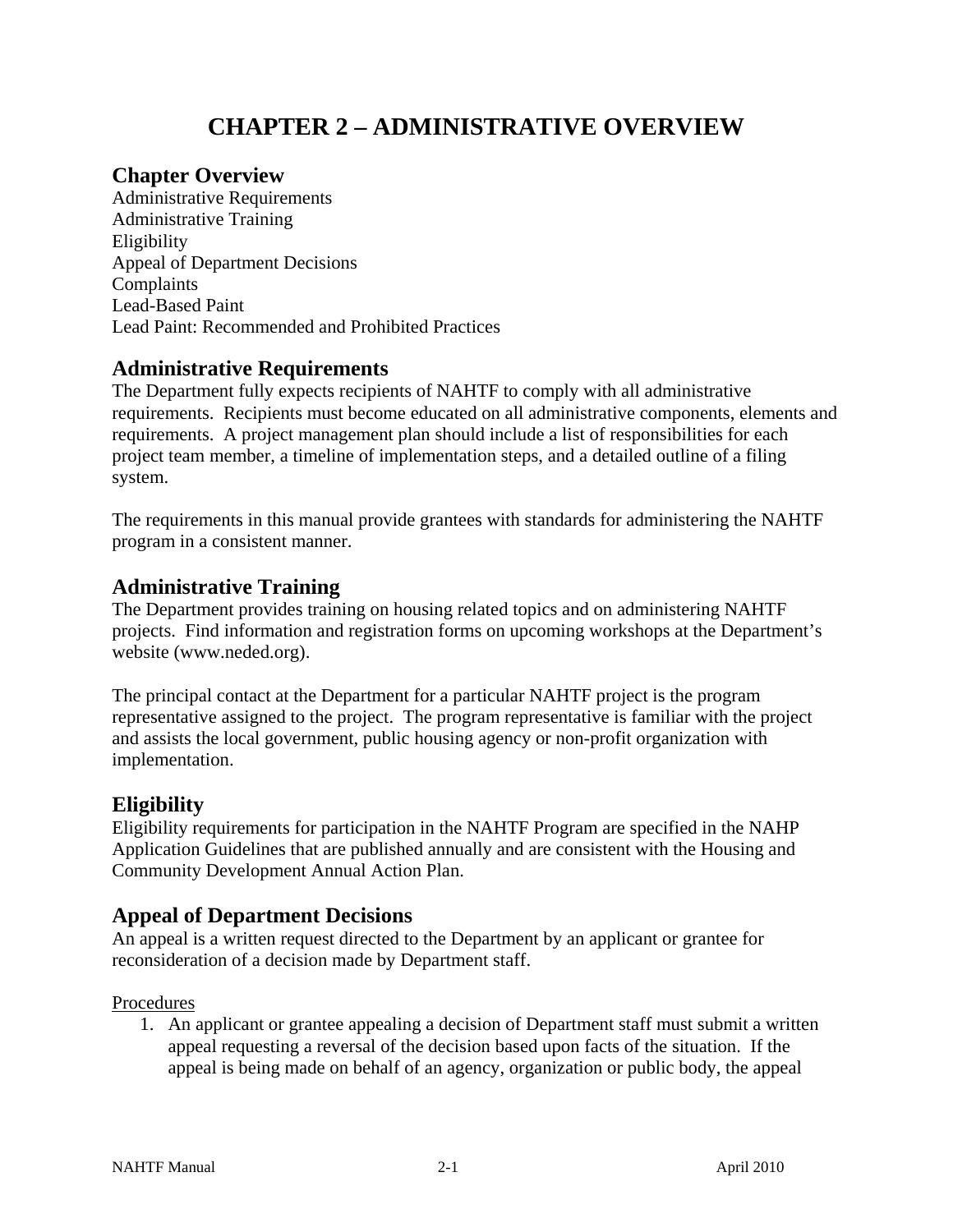# CHAPTER 2 – ADMINISTRATIVE OVERVIEW

## Chapter Overview

Administrative Requirements
Administrative Training
Eligibility
Appeal of Department Decisions
Complaints
Lead-Based Paint
Lead Paint: Recommended and Prohibited Practices

## Administrative Requirements

The Department fully expects recipients of NAHTF to comply with all administrative requirements. Recipients must become educated on all administrative components, elements and requirements. A project management plan should include a list of responsibilities for each project team member, a timeline of implementation steps, and a detailed outline of a filing system.

The requirements in this manual provide grantees with standards for administering the NAHTF program in a consistent manner.

## Administrative Training

The Department provides training on housing related topics and on administering NAHTF projects. Find information and registration forms on upcoming workshops at the Department's website (www.neded.org).

The principal contact at the Department for a particular NAHTF project is the program representative assigned to the project. The program representative is familiar with the project and assists the local government, public housing agency or non-profit organization with implementation.

## Eligibility

Eligibility requirements for participation in the NAHTF Program are specified in the NAHP Application Guidelines that are published annually and are consistent with the Housing and Community Development Annual Action Plan.

## Appeal of Department Decisions

An appeal is a written request directed to the Department by an applicant or grantee for reconsideration of a decision made by Department staff.

Procedures

1. An applicant or grantee appealing a decision of Department staff must submit a written appeal requesting a reversal of the decision based upon facts of the situation. If the appeal is being made on behalf of an agency, organization or public body, the appeal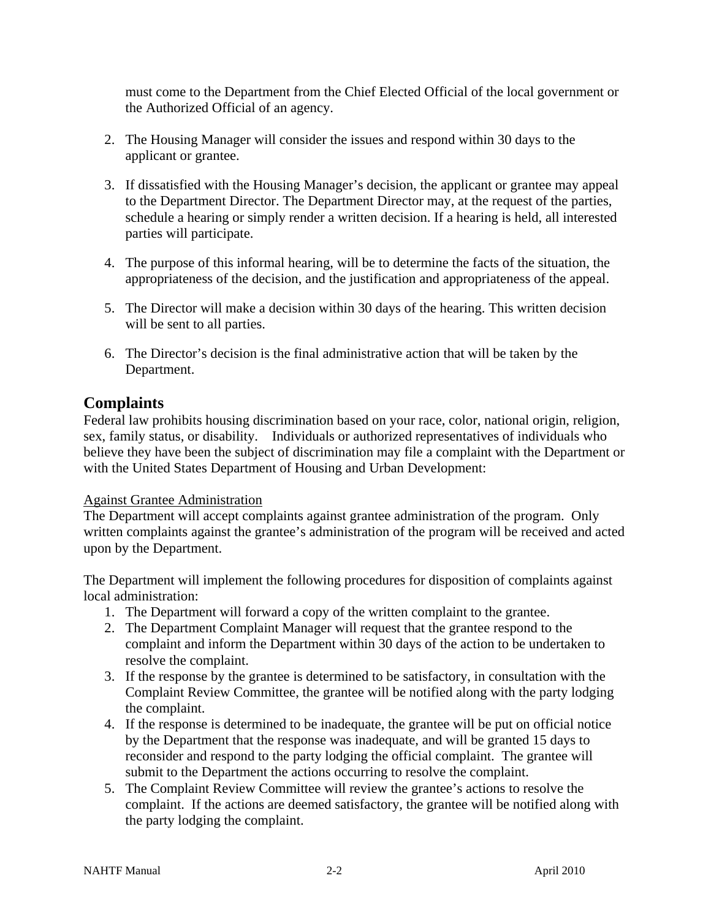must come to the Department from the Chief Elected Official of the local government or the Authorized Official of an agency.

2. The Housing Manager will consider the issues and respond within 30 days to the applicant or grantee.

3. If dissatisfied with the Housing Manager's decision, the applicant or grantee may appeal to the Department Director. The Department Director may, at the request of the parties, schedule a hearing or simply render a written decision. If a hearing is held, all interested parties will participate.

4. The purpose of this informal hearing, will be to determine the facts of the situation, the appropriateness of the decision, and the justification and appropriateness of the appeal.

5. The Director will make a decision within 30 days of the hearing. This written decision will be sent to all parties.

6. The Director's decision is the final administrative action that will be taken by the Department.

## Complaints

Federal law prohibits housing discrimination based on your race, color, national origin, religion, sex, family status, or disability. Individuals or authorized representatives of individuals who believe they have been the subject of discrimination may file a complaint with the Department or with the United States Department of Housing and Urban Development:

<u>Against Grantee Administration</u>

The Department will accept complaints against grantee administration of the program. Only written complaints against the grantee's administration of the program will be received and acted upon by the Department.

The Department will implement the following procedures for disposition of complaints against local administration:

1. The Department will forward a copy of the written complaint to the grantee.
2. The Department Complaint Manager will request that the grantee respond to the complaint and inform the Department within 30 days of the action to be undertaken to resolve the complaint.
3. If the response by the grantee is determined to be satisfactory, in consultation with the Complaint Review Committee, the grantee will be notified along with the party lodging the complaint.
4. If the response is determined to be inadequate, the grantee will be put on official notice by the Department that the response was inadequate, and will be granted 15 days to reconsider and respond to the party lodging the official complaint. The grantee will submit to the Department the actions occurring to resolve the complaint.
5. The Complaint Review Committee will review the grantee's actions to resolve the complaint. If the actions are deemed satisfactory, the grantee will be notified along with the party lodging the complaint.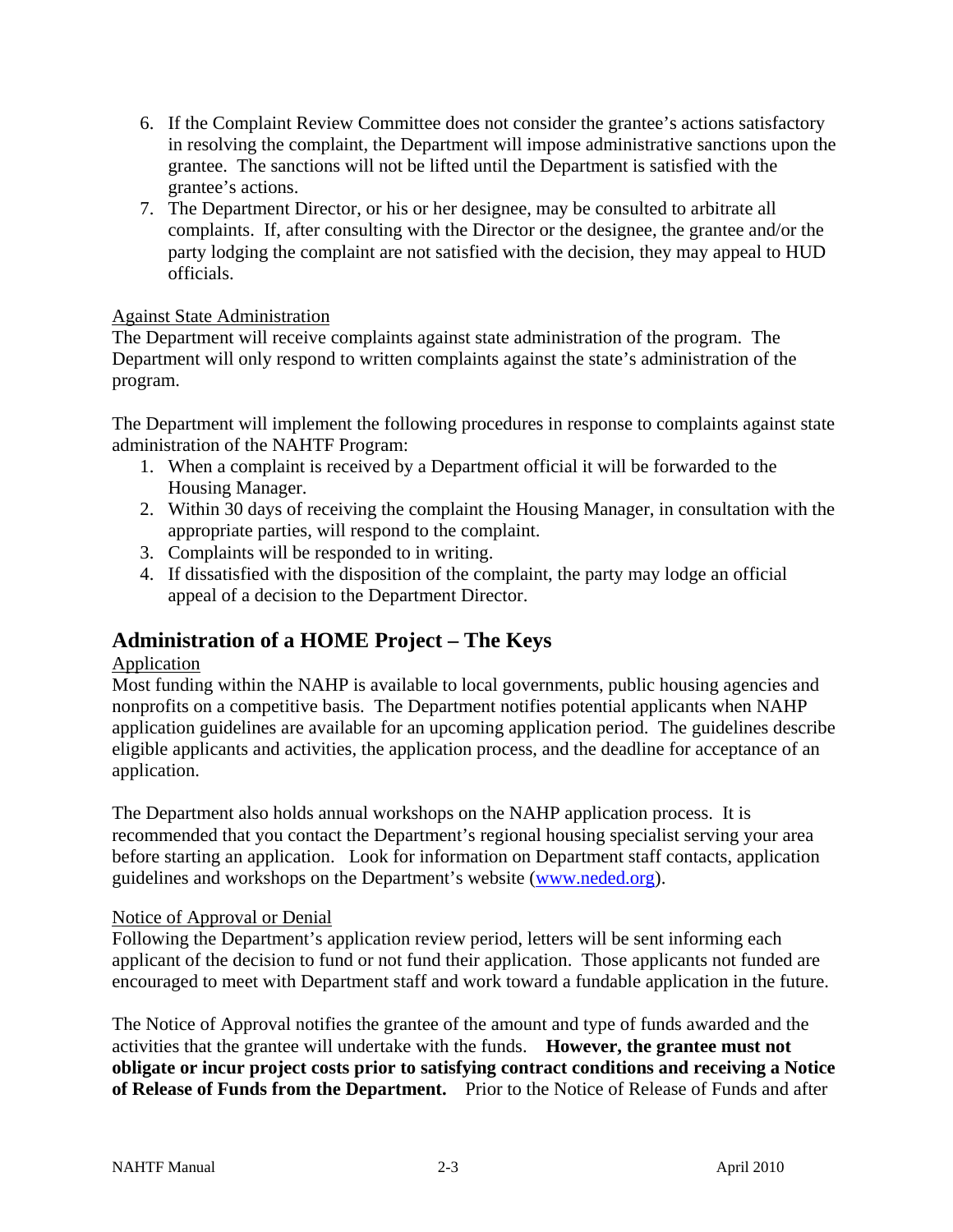6. If the Complaint Review Committee does not consider the grantee's actions satisfactory in resolving the complaint, the Department will impose administrative sanctions upon the grantee. The sanctions will not be lifted until the Department is satisfied with the grantee's actions.
7. The Department Director, or his or her designee, may be consulted to arbitrate all complaints. If, after consulting with the Director or the designee, the grantee and/or the party lodging the complaint are not satisfied with the decision, they may appeal to HUD officials.

<u>Against State Administration</u>

The Department will receive complaints against state administration of the program. The Department will only respond to written complaints against the state's administration of the program.

The Department will implement the following procedures in response to complaints against state administration of the NAHTF Program:

1. When a complaint is received by a Department official it will be forwarded to the Housing Manager.
2. Within 30 days of receiving the complaint the Housing Manager, in consultation with the appropriate parties, will respond to the complaint.
3. Complaints will be responded to in writing.
4. If dissatisfied with the disposition of the complaint, the party may lodge an official appeal of a decision to the Department Director.

## Administration of a HOME Project – The Keys

<u>Application</u>

Most funding within the NAHP is available to local governments, public housing agencies and nonprofits on a competitive basis. The Department notifies potential applicants when NAHP application guidelines are available for an upcoming application period. The guidelines describe eligible applicants and activities, the application process, and the deadline for acceptance of an application.

The Department also holds annual workshops on the NAHP application process. It is recommended that you contact the Department's regional housing specialist serving your area before starting an application. Look for information on Department staff contacts, application guidelines and workshops on the Department's website (www.neded.org).

<u>Notice of Approval or Denial</u>

Following the Department's application review period, letters will be sent informing each applicant of the decision to fund or not fund their application. Those applicants not funded are encouraged to meet with Department staff and work toward a fundable application in the future.

The Notice of Approval notifies the grantee of the amount and type of funds awarded and the activities that the grantee will undertake with the funds. **However, the grantee must not obligate or incur project costs prior to satisfying contract conditions and receiving a Notice of Release of Funds from the Department.** Prior to the Notice of Release of Funds and after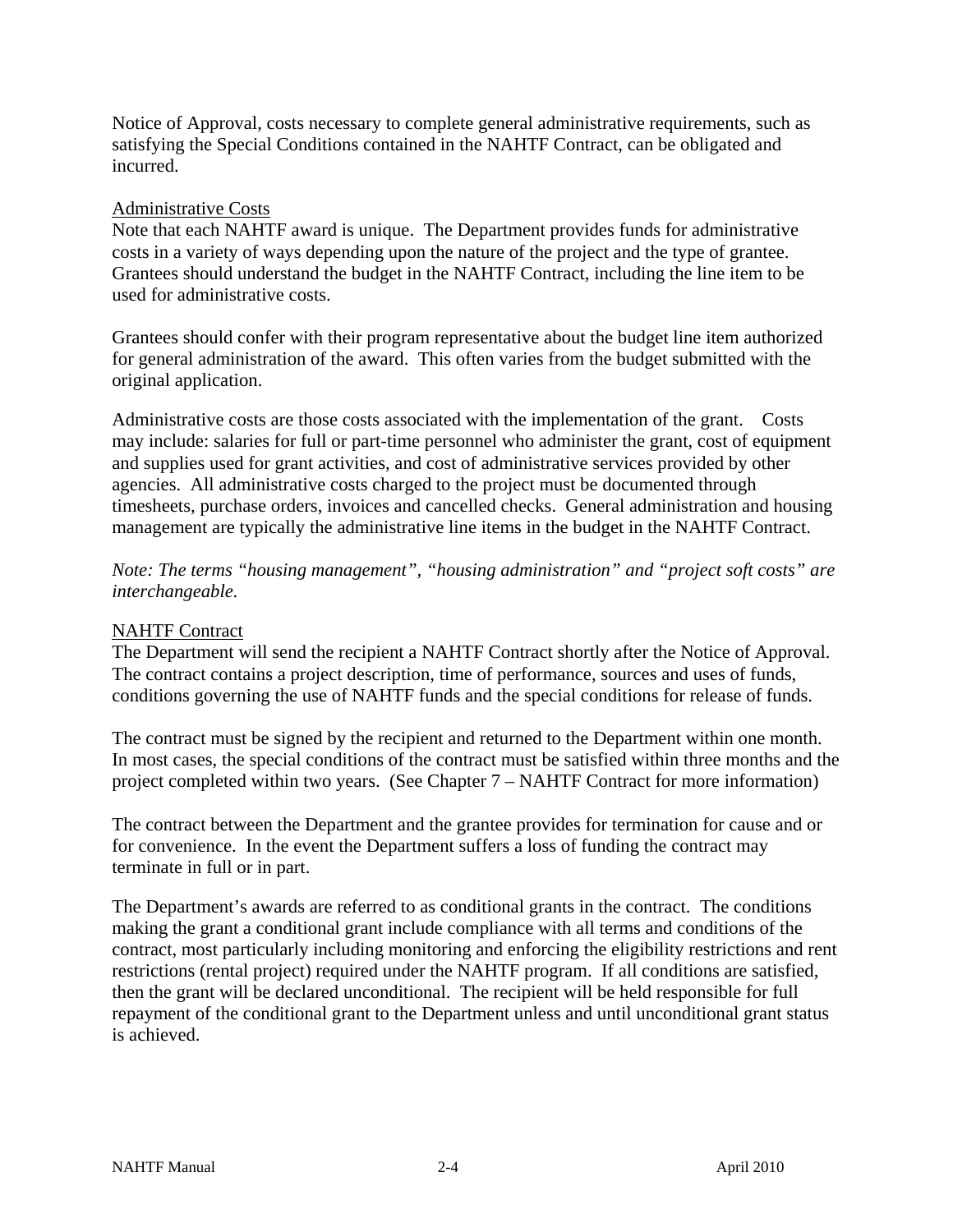Notice of Approval, costs necessary to complete general administrative requirements, such as satisfying the Special Conditions contained in the NAHTF Contract, can be obligated and incurred.

### Administrative Costs

Note that each NAHTF award is unique. The Department provides funds for administrative costs in a variety of ways depending upon the nature of the project and the type of grantee. Grantees should understand the budget in the NAHTF Contract, including the line item to be used for administrative costs.

Grantees should confer with their program representative about the budget line item authorized for general administration of the award. This often varies from the budget submitted with the original application.

Administrative costs are those costs associated with the implementation of the grant. Costs may include: salaries for full or part-time personnel who administer the grant, cost of equipment and supplies used for grant activities, and cost of administrative services provided by other agencies. All administrative costs charged to the project must be documented through timesheets, purchase orders, invoices and cancelled checks. General administration and housing management are typically the administrative line items in the budget in the NAHTF Contract.

*Note: The terms “housing management”, “housing administration” and “project soft costs” are interchangeable.*

### NAHTF Contract

The Department will send the recipient a NAHTF Contract shortly after the Notice of Approval. The contract contains a project description, time of performance, sources and uses of funds, conditions governing the use of NAHTF funds and the special conditions for release of funds.

The contract must be signed by the recipient and returned to the Department within one month. In most cases, the special conditions of the contract must be satisfied within three months and the project completed within two years. (See Chapter 7 – NAHTF Contract for more information)

The contract between the Department and the grantee provides for termination for cause and or for convenience. In the event the Department suffers a loss of funding the contract may terminate in full or in part.

The Department’s awards are referred to as conditional grants in the contract. The conditions making the grant a conditional grant include compliance with all terms and conditions of the contract, most particularly including monitoring and enforcing the eligibility restrictions and rent restrictions (rental project) required under the NAHTF program. If all conditions are satisfied, then the grant will be declared unconditional. The recipient will be held responsible for full repayment of the conditional grant to the Department unless and until unconditional grant status is achieved.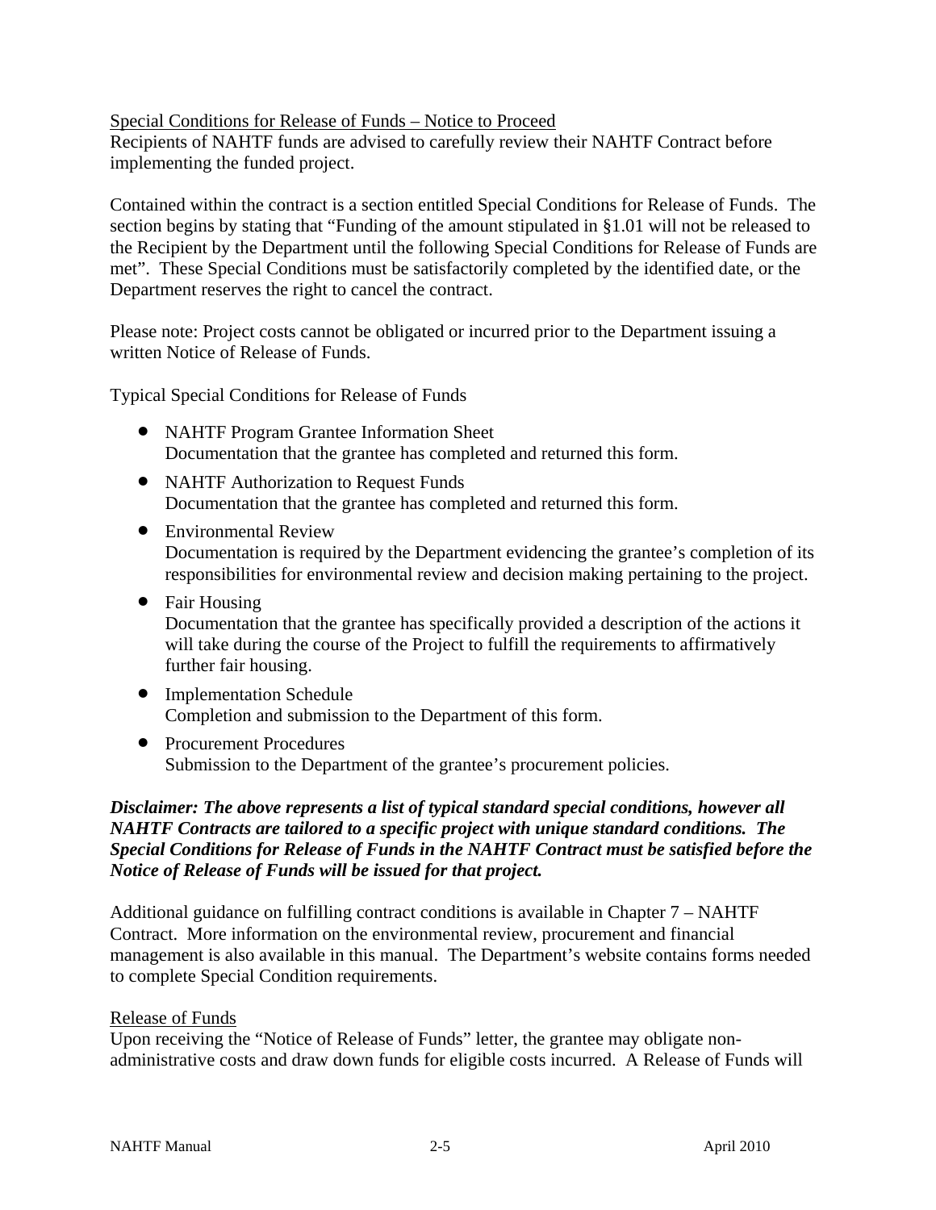## Special Conditions for Release of Funds – Notice to Proceed

Recipients of NAHTF funds are advised to carefully review their NAHTF Contract before implementing the funded project.

Contained within the contract is a section entitled Special Conditions for Release of Funds. The section begins by stating that "Funding of the amount stipulated in §1.01 will not be released to the Recipient by the Department until the following Special Conditions for Release of Funds are met". These Special Conditions must be satisfactorily completed by the identified date, or the Department reserves the right to cancel the contract.

Please note: Project costs cannot be obligated or incurred prior to the Department issuing a written Notice of Release of Funds.

Typical Special Conditions for Release of Funds

- NAHTF Program Grantee Information Sheet
  Documentation that the grantee has completed and returned this form.
- NAHTF Authorization to Request Funds
  Documentation that the grantee has completed and returned this form.
- Environmental Review
  Documentation is required by the Department evidencing the grantee's completion of its responsibilities for environmental review and decision making pertaining to the project.
- Fair Housing
  Documentation that the grantee has specifically provided a description of the actions it will take during the course of the Project to fulfill the requirements to affirmatively further fair housing.
- Implementation Schedule
  Completion and submission to the Department of this form.
- Procurement Procedures
  Submission to the Department of the grantee's procurement policies.

***Disclaimer: The above represents a list of typical standard special conditions, however all NAHTF Contracts are tailored to a specific project with unique standard conditions. The Special Conditions for Release of Funds in the NAHTF Contract must be satisfied before the Notice of Release of Funds will be issued for that project.***

Additional guidance on fulfilling contract conditions is available in Chapter 7 – NAHTF Contract. More information on the environmental review, procurement and financial management is also available in this manual. The Department's website contains forms needed to complete Special Condition requirements.

## Release of Funds

Upon receiving the "Notice of Release of Funds" letter, the grantee may obligate non-administrative costs and draw down funds for eligible costs incurred. A Release of Funds will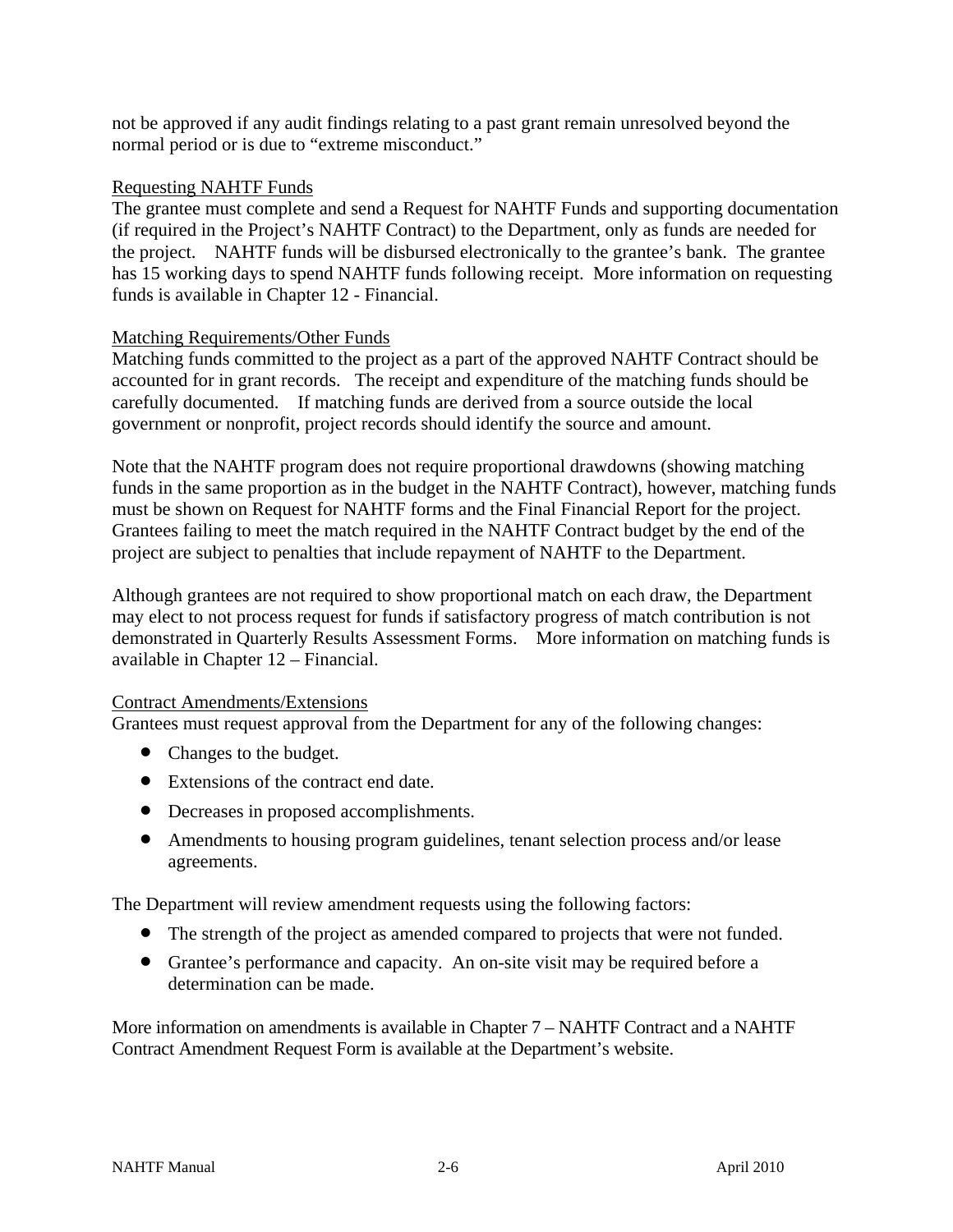not be approved if any audit findings relating to a past grant remain unresolved beyond the normal period or is due to "extreme misconduct."

Requesting NAHTF Funds

The grantee must complete and send a Request for NAHTF Funds and supporting documentation (if required in the Project's NAHTF Contract) to the Department, only as funds are needed for the project. NAHTF funds will be disbursed electronically to the grantee's bank. The grantee has 15 working days to spend NAHTF funds following receipt. More information on requesting funds is available in Chapter 12 - Financial.

Matching Requirements/Other Funds

Matching funds committed to the project as a part of the approved NAHTF Contract should be accounted for in grant records. The receipt and expenditure of the matching funds should be carefully documented. If matching funds are derived from a source outside the local government or nonprofit, project records should identify the source and amount.

Note that the NAHTF program does not require proportional drawdowns (showing matching funds in the same proportion as in the budget in the NAHTF Contract), however, matching funds must be shown on Request for NAHTF forms and the Final Financial Report for the project. Grantees failing to meet the match required in the NAHTF Contract budget by the end of the project are subject to penalties that include repayment of NAHTF to the Department.

Although grantees are not required to show proportional match on each draw, the Department may elect to not process request for funds if satisfactory progress of match contribution is not demonstrated in Quarterly Results Assessment Forms. More information on matching funds is available in Chapter 12 – Financial.

Contract Amendments/Extensions

Grantees must request approval from the Department for any of the following changes:

- Changes to the budget.
- Extensions of the contract end date.
- Decreases in proposed accomplishments.
- Amendments to housing program guidelines, tenant selection process and/or lease agreements.

The Department will review amendment requests using the following factors:

- The strength of the project as amended compared to projects that were not funded.
- Grantee's performance and capacity. An on-site visit may be required before a determination can be made.

More information on amendments is available in Chapter 7 – NAHTF Contract and a NAHTF Contract Amendment Request Form is available at the Department's website.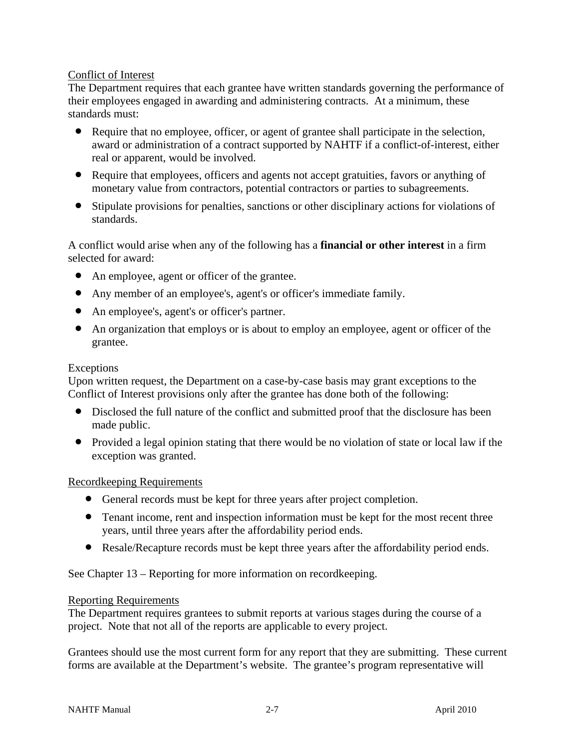## Conflict of Interest

The Department requires that each grantee have written standards governing the performance of their employees engaged in awarding and administering contracts. At a minimum, these standards must:

- Require that no employee, officer, or agent of grantee shall participate in the selection, award or administration of a contract supported by NAHTF if a conflict-of-interest, either real or apparent, would be involved.
- Require that employees, officers and agents not accept gratuities, favors or anything of monetary value from contractors, potential contractors or parties to subagreements.
- Stipulate provisions for penalties, sanctions or other disciplinary actions for violations of standards.

A conflict would arise when any of the following has a **financial or other interest** in a firm selected for award:

- An employee, agent or officer of the grantee.
- Any member of an employee's, agent's or officer's immediate family.
- An employee's, agent's or officer's partner.
- An organization that employs or is about to employ an employee, agent or officer of the grantee.

### Exceptions

Upon written request, the Department on a case-by-case basis may grant exceptions to the Conflict of Interest provisions only after the grantee has done both of the following:

- Disclosed the full nature of the conflict and submitted proof that the disclosure has been made public.
- Provided a legal opinion stating that there would be no violation of state or local law if the exception was granted.

## Recordkeeping Requirements

- General records must be kept for three years after project completion.
- Tenant income, rent and inspection information must be kept for the most recent three years, until three years after the affordability period ends.
- Resale/Recapture records must be kept three years after the affordability period ends.

See Chapter 13 – Reporting for more information on recordkeeping.

## Reporting Requirements

The Department requires grantees to submit reports at various stages during the course of a project. Note that not all of the reports are applicable to every project.

Grantees should use the most current form for any report that they are submitting. These current forms are available at the Department's website. The grantee's program representative will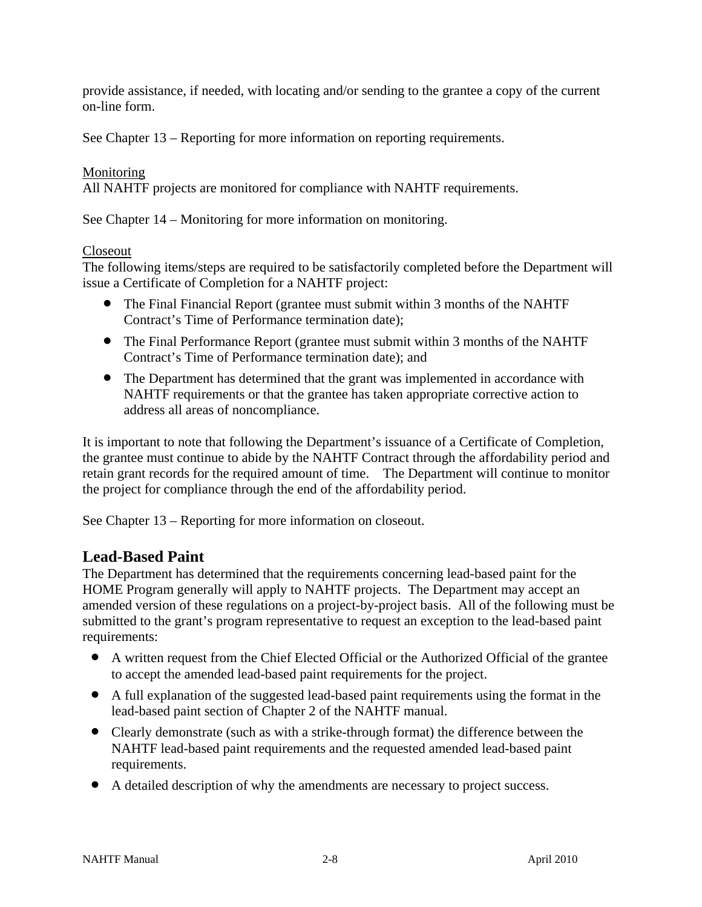provide assistance, if needed, with locating and/or sending to the grantee a copy of the current on-line form.

See Chapter 13 – Reporting for more information on reporting requirements.

Monitoring

All NAHTF projects are monitored for compliance with NAHTF requirements.

See Chapter 14 – Monitoring for more information on monitoring.

Closeout

The following items/steps are required to be satisfactorily completed before the Department will issue a Certificate of Completion for a NAHTF project:

- The Final Financial Report (grantee must submit within 3 months of the NAHTF Contract's Time of Performance termination date);
- The Final Performance Report (grantee must submit within 3 months of the NAHTF Contract's Time of Performance termination date); and
- The Department has determined that the grant was implemented in accordance with NAHTF requirements or that the grantee has taken appropriate corrective action to address all areas of noncompliance.

It is important to note that following the Department's issuance of a Certificate of Completion, the grantee must continue to abide by the NAHTF Contract through the affordability period and retain grant records for the required amount of time. The Department will continue to monitor the project for compliance through the end of the affordability period.

See Chapter 13 – Reporting for more information on closeout.

## Lead-Based Paint

The Department has determined that the requirements concerning lead-based paint for the HOME Program generally will apply to NAHTF projects. The Department may accept an amended version of these regulations on a project-by-project basis. All of the following must be submitted to the grant's program representative to request an exception to the lead-based paint requirements:

- A written request from the Chief Elected Official or the Authorized Official of the grantee to accept the amended lead-based paint requirements for the project.
- A full explanation of the suggested lead-based paint requirements using the format in the lead-based paint section of Chapter 2 of the NAHTF manual.
- Clearly demonstrate (such as with a strike-through format) the difference between the NAHTF lead-based paint requirements and the requested amended lead-based paint requirements.
- A detailed description of why the amendments are necessary to project success.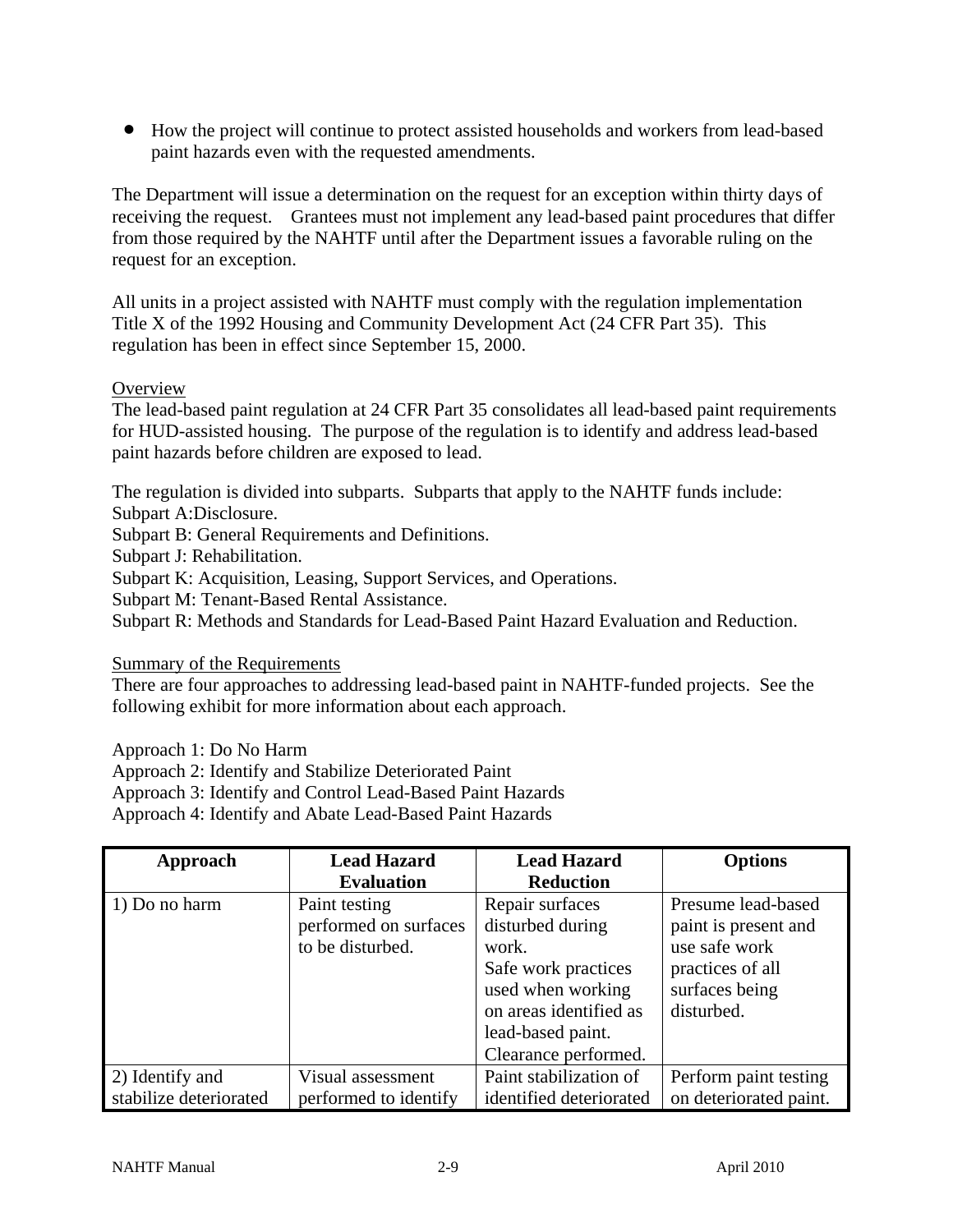- How the project will continue to protect assisted households and workers from lead-based paint hazards even with the requested amendments.

The Department will issue a determination on the request for an exception within thirty days of receiving the request. Grantees must not implement any lead-based paint procedures that differ from those required by the NAHTF until after the Department issues a favorable ruling on the request for an exception.

All units in a project assisted with NAHTF must comply with the regulation implementation Title X of the 1992 Housing and Community Development Act (24 CFR Part 35). This regulation has been in effect since September 15, 2000.

Overview

The lead-based paint regulation at 24 CFR Part 35 consolidates all lead-based paint requirements for HUD-assisted housing. The purpose of the regulation is to identify and address lead-based paint hazards before children are exposed to lead.

The regulation is divided into subparts. Subparts that apply to the NAHTF funds include:
Subpart A:Disclosure.
Subpart B: General Requirements and Definitions.
Subpart J: Rehabilitation.
Subpart K: Acquisition, Leasing, Support Services, and Operations.
Subpart M: Tenant-Based Rental Assistance.
Subpart R: Methods and Standards for Lead-Based Paint Hazard Evaluation and Reduction.

Summary of the Requirements

There are four approaches to addressing lead-based paint in NAHTF-funded projects. See the following exhibit for more information about each approach.

Approach 1: Do No Harm
Approach 2: Identify and Stabilize Deteriorated Paint
Approach 3: Identify and Control Lead-Based Paint Hazards
Approach 4: Identify and Abate Lead-Based Paint Hazards

| Approach | Lead Hazard Evaluation | Lead Hazard Reduction | Options |
|---|---|---|---|
| 1) Do no harm | Paint testing performed on surfaces to be disturbed. | Repair surfaces disturbed during work. Safe work practices used when working on areas identified as lead-based paint. Clearance performed. | Presume lead-based paint is present and use safe work practices of all surfaces being disturbed. |
| 2) Identify and stabilize deteriorated | Visual assessment performed to identify | Paint stabilization of identified deteriorated | Perform paint testing on deteriorated paint. |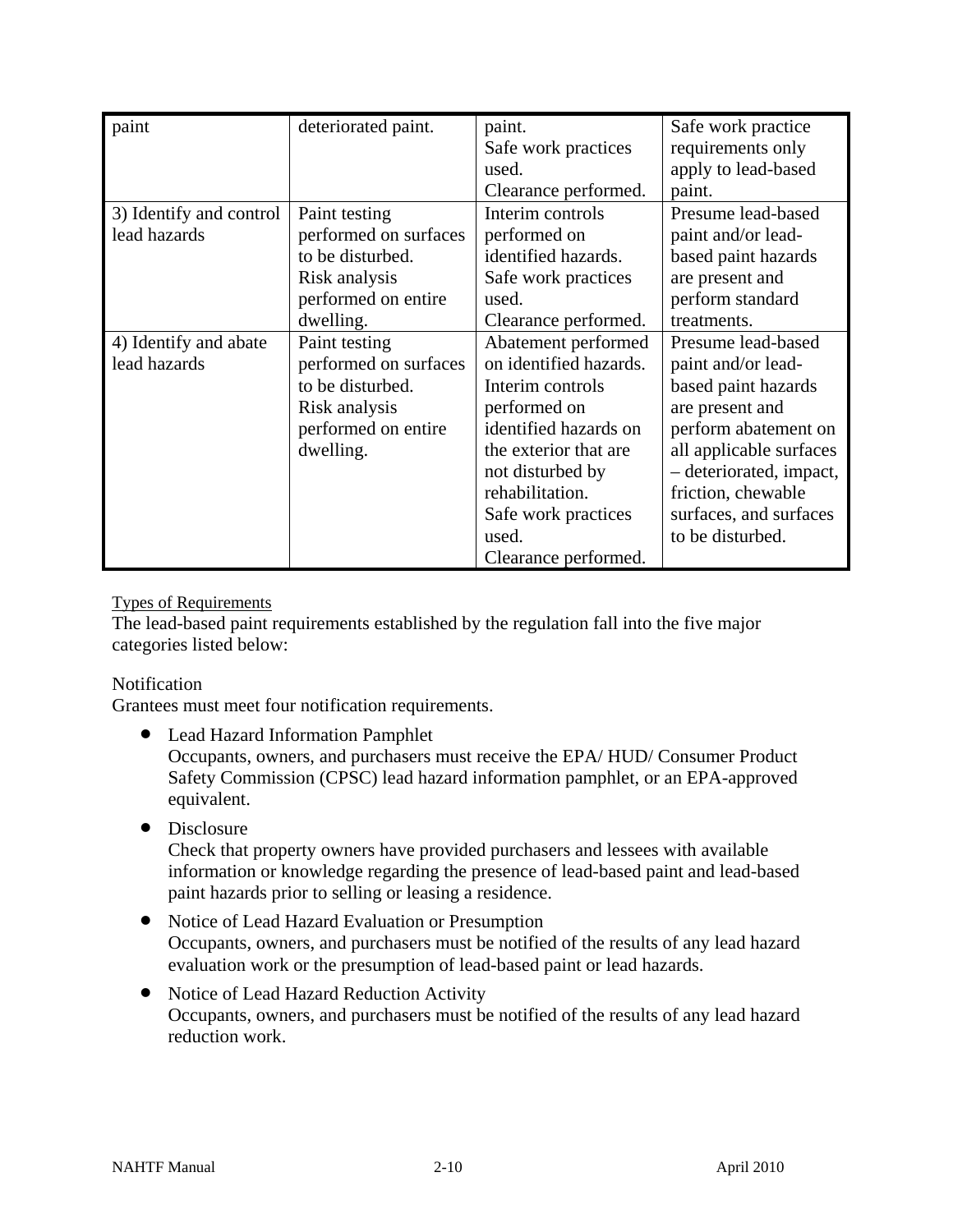| | | | |
|---|---|---|---|
| paint | deteriorated paint. | paint. Safe work practices used. Clearance performed. | Safe work practice requirements only apply to lead-based paint. |
| 3) Identify and control lead hazards | Paint testing performed on surfaces to be disturbed. Risk analysis performed on entire dwelling. | Interim controls performed on identified hazards. Safe work practices used. Clearance performed. | Presume lead-based paint and/or lead-based paint hazards are present and perform standard treatments. |
| 4) Identify and abate lead hazards | Paint testing performed on surfaces to be disturbed. Risk analysis performed on entire dwelling. | Abatement performed on identified hazards. Interim controls performed on identified hazards on the exterior that are not disturbed by rehabilitation. Safe work practices used. Clearance performed. | Presume lead-based paint and/or lead-based paint hazards are present and perform abatement on all applicable surfaces – deteriorated, impact, friction, chewable surfaces, and surfaces to be disturbed. |

Types of Requirements

The lead-based paint requirements established by the regulation fall into the five major categories listed below:

Notification

Grantees must meet four notification requirements.

- Lead Hazard Information Pamphlet
  Occupants, owners, and purchasers must receive the EPA/ HUD/ Consumer Product Safety Commission (CPSC) lead hazard information pamphlet, or an EPA-approved equivalent.
- Disclosure
  Check that property owners have provided purchasers and lessees with available information or knowledge regarding the presence of lead-based paint and lead-based paint hazards prior to selling or leasing a residence.
- Notice of Lead Hazard Evaluation or Presumption
  Occupants, owners, and purchasers must be notified of the results of any lead hazard evaluation work or the presumption of lead-based paint or lead hazards.
- Notice of Lead Hazard Reduction Activity
  Occupants, owners, and purchasers must be notified of the results of any lead hazard reduction work.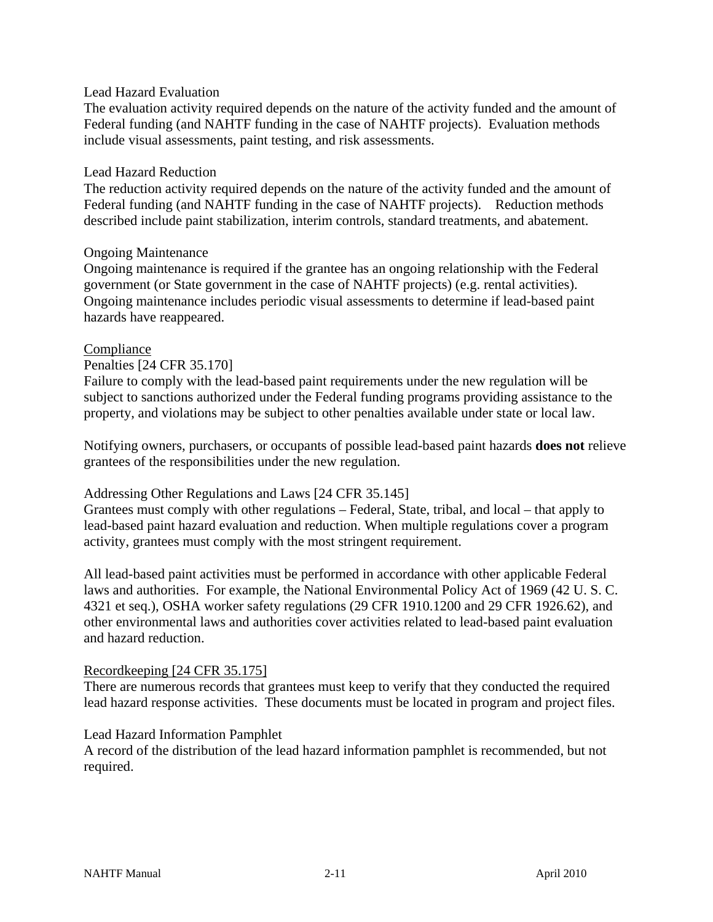Lead Hazard Evaluation

The evaluation activity required depends on the nature of the activity funded and the amount of Federal funding (and NAHTF funding in the case of NAHTF projects). Evaluation methods include visual assessments, paint testing, and risk assessments.

Lead Hazard Reduction

The reduction activity required depends on the nature of the activity funded and the amount of Federal funding (and NAHTF funding in the case of NAHTF projects). Reduction methods described include paint stabilization, interim controls, standard treatments, and abatement.

Ongoing Maintenance

Ongoing maintenance is required if the grantee has an ongoing relationship with the Federal government (or State government in the case of NAHTF projects) (e.g. rental activities). Ongoing maintenance includes periodic visual assessments to determine if lead-based paint hazards have reappeared.

<u>Compliance</u>

Penalties [24 CFR 35.170]

Failure to comply with the lead-based paint requirements under the new regulation will be subject to sanctions authorized under the Federal funding programs providing assistance to the property, and violations may be subject to other penalties available under state or local law.

Notifying owners, purchasers, or occupants of possible lead-based paint hazards **does not** relieve grantees of the responsibilities under the new regulation.

Addressing Other Regulations and Laws [24 CFR 35.145]

Grantees must comply with other regulations – Federal, State, tribal, and local – that apply to lead-based paint hazard evaluation and reduction. When multiple regulations cover a program activity, grantees must comply with the most stringent requirement.

All lead-based paint activities must be performed in accordance with other applicable Federal laws and authorities. For example, the National Environmental Policy Act of 1969 (42 U. S. C. 4321 et seq.), OSHA worker safety regulations (29 CFR 1910.1200 and 29 CFR 1926.62), and other environmental laws and authorities cover activities related to lead-based paint evaluation and hazard reduction.

<u>Recordkeeping [24 CFR 35.175]</u>

There are numerous records that grantees must keep to verify that they conducted the required lead hazard response activities. These documents must be located in program and project files.

Lead Hazard Information Pamphlet

A record of the distribution of the lead hazard information pamphlet is recommended, but not required.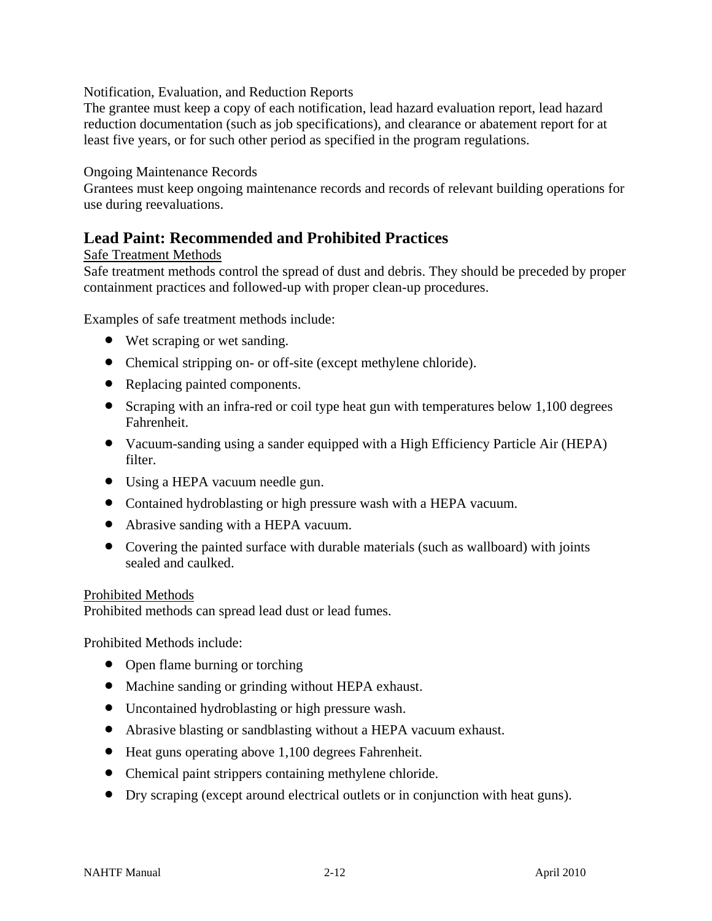Notification, Evaluation, and Reduction Reports

The grantee must keep a copy of each notification, lead hazard evaluation report, lead hazard reduction documentation (such as job specifications), and clearance or abatement report for at least five years, or for such other period as specified in the program regulations.

Ongoing Maintenance Records

Grantees must keep ongoing maintenance records and records of relevant building operations for use during reevaluations.

## Lead Paint: Recommended and Prohibited Practices

Safe Treatment Methods

Safe treatment methods control the spread of dust and debris. They should be preceded by proper containment practices and followed-up with proper clean-up procedures.

Examples of safe treatment methods include:

- Wet scraping or wet sanding.
- Chemical stripping on- or off-site (except methylene chloride).
- Replacing painted components.
- Scraping with an infra-red or coil type heat gun with temperatures below 1,100 degrees Fahrenheit.
- Vacuum-sanding using a sander equipped with a High Efficiency Particle Air (HEPA) filter.
- Using a HEPA vacuum needle gun.
- Contained hydroblasting or high pressure wash with a HEPA vacuum.
- Abrasive sanding with a HEPA vacuum.
- Covering the painted surface with durable materials (such as wallboard) with joints sealed and caulked.

Prohibited Methods

Prohibited methods can spread lead dust or lead fumes.

Prohibited Methods include:

- Open flame burning or torching
- Machine sanding or grinding without HEPA exhaust.
- Uncontained hydroblasting or high pressure wash.
- Abrasive blasting or sandblasting without a HEPA vacuum exhaust.
- Heat guns operating above 1,100 degrees Fahrenheit.
- Chemical paint strippers containing methylene chloride.
- Dry scraping (except around electrical outlets or in conjunction with heat guns).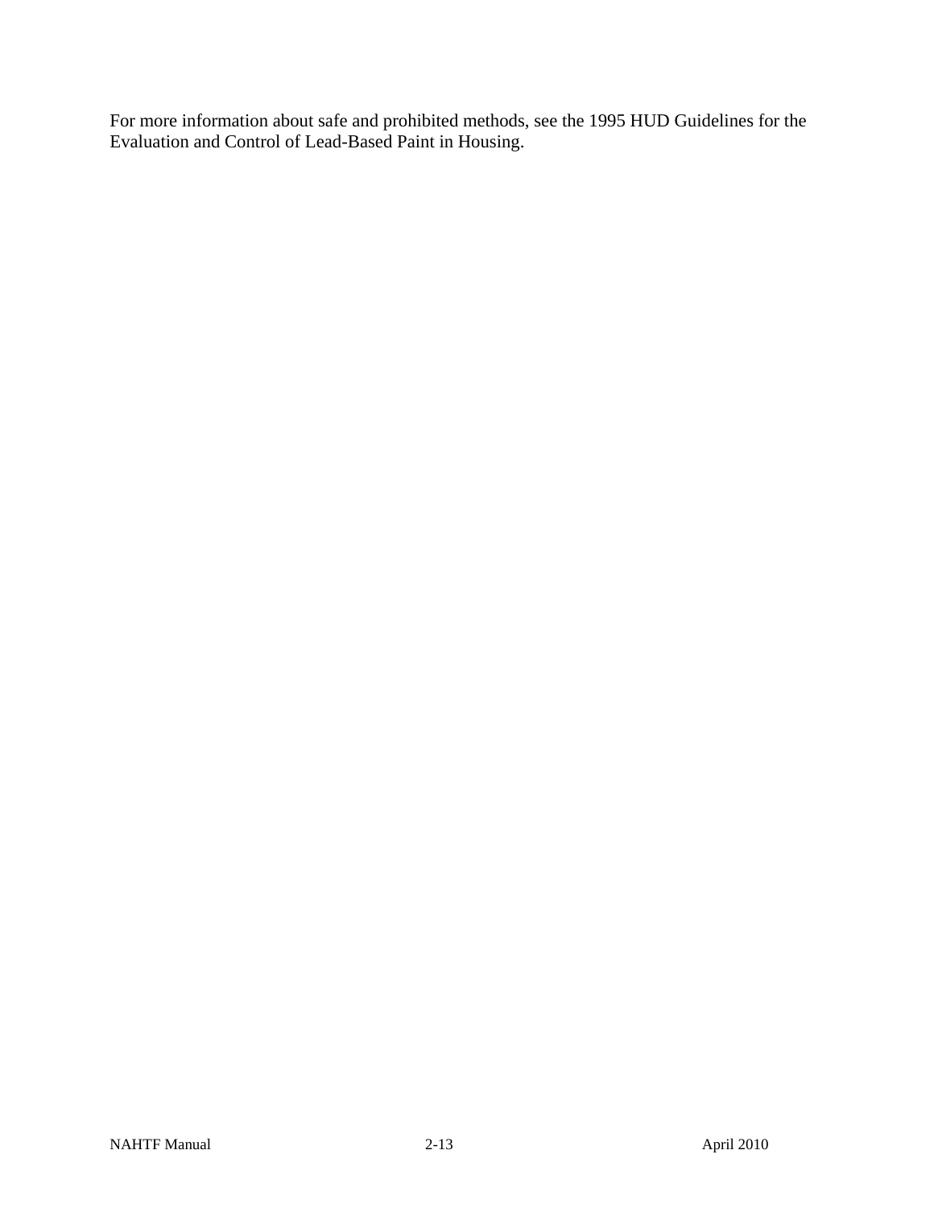For more information about safe and prohibited methods, see the 1995 HUD Guidelines for the Evaluation and Control of Lead-Based Paint in Housing.